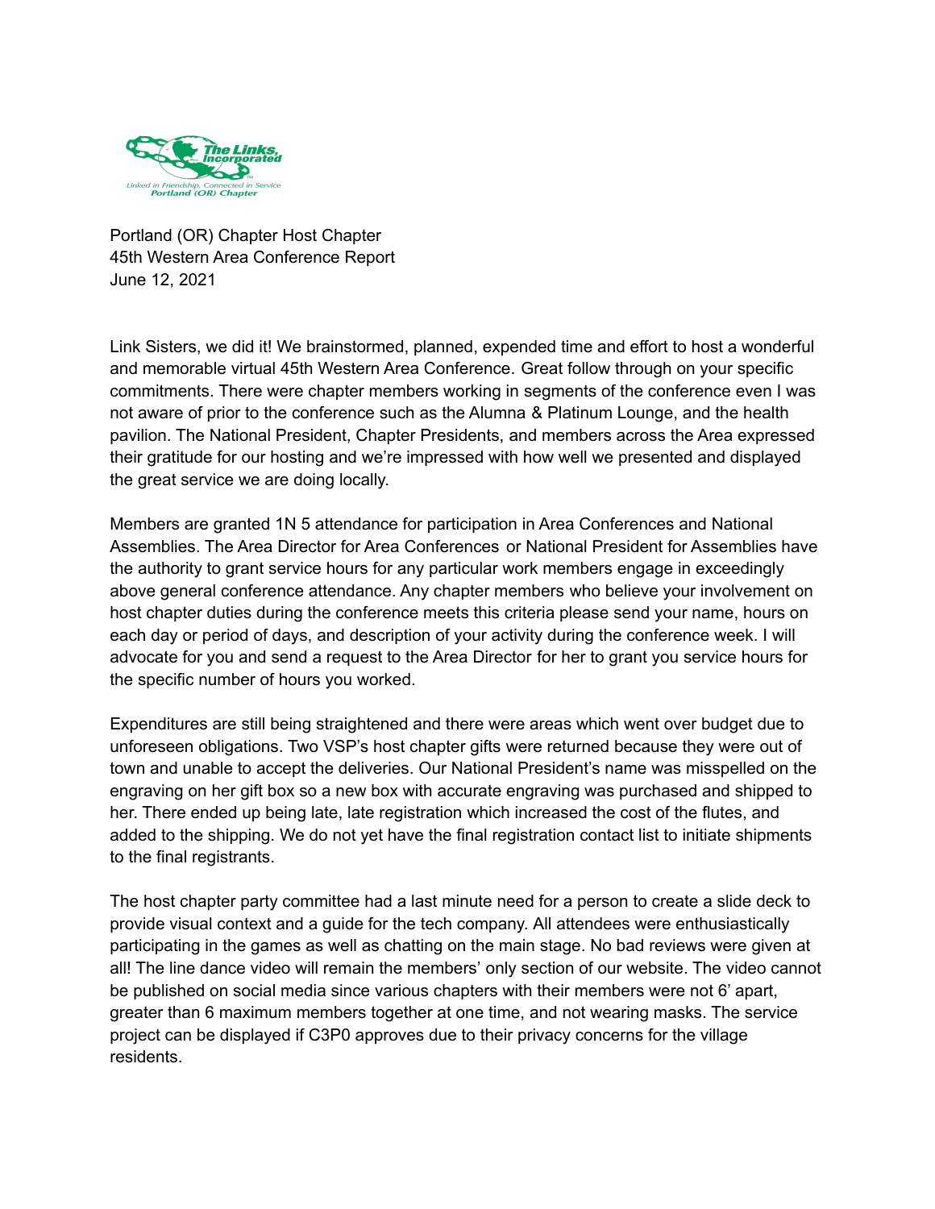Portland (OR) Chapter Host Chapter
45th Western Area Conference Report
June 12, 2021

Link Sisters, we did it! We brainstormed, planned, expended time and effort to host a wonderful and memorable virtual 45th Western Area Conference. Great follow through on your specific commitments. There were chapter members working in segments of the conference even I was not aware of prior to the conference such as the Alumna & Platinum Lounge, and the health pavilion. The National President, Chapter Presidents, and members across the Area expressed their gratitude for our hosting and we're impressed with how well we presented and displayed the great service we are doing locally.

Members are granted 1N 5 attendance for participation in Area Conferences and National Assemblies. The Area Director for Area Conferences or National President for Assemblies have the authority to grant service hours for any particular work members engage in exceedingly above general conference attendance. Any chapter members who believe your involvement on host chapter duties during the conference meets this criteria please send your name, hours on each day or period of days, and description of your activity during the conference week. I will advocate for you and send a request to the Area Director for her to grant you service hours for the specific number of hours you worked.

Expenditures are still being straightened and there were areas which went over budget due to unforeseen obligations. Two VSP's host chapter gifts were returned because they were out of town and unable to accept the deliveries. Our National President's name was misspelled on the engraving on her gift box so a new box with accurate engraving was purchased and shipped to her. There ended up being late, late registration which increased the cost of the flutes, and added to the shipping. We do not yet have the final registration contact list to initiate shipments to the final registrants.

The host chapter party committee had a last minute need for a person to create a slide deck to provide visual context and a guide for the tech company. All attendees were enthusiastically participating in the games as well as chatting on the main stage. No bad reviews were given at all! The line dance video will remain the members' only section of our website. The video cannot be published on social media since various chapters with their members were not 6' apart, greater than 6 maximum members together at one time, and not wearing masks. The service project can be displayed if C3P0 approves due to their privacy concerns for the village residents.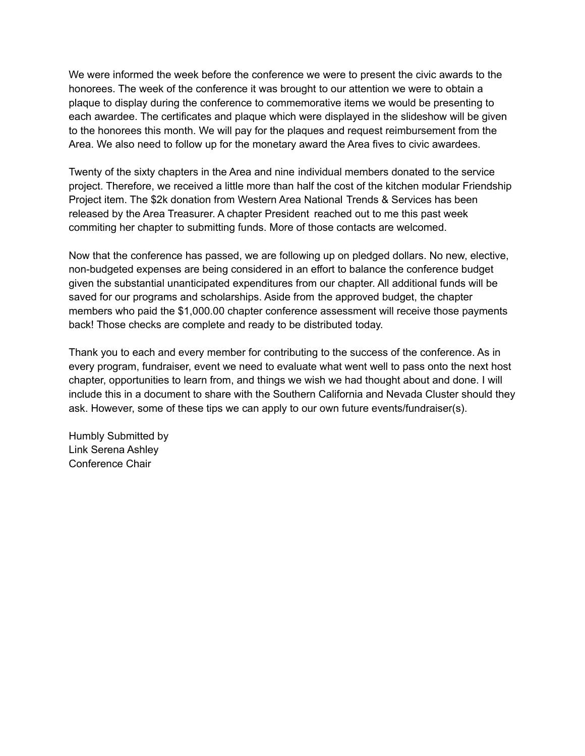We were informed the week before the conference we were to present the civic awards to the honorees. The week of the conference it was brought to our attention we were to obtain a plaque to display during the conference to commemorative items we would be presenting to each awardee. The certificates and plaque which were displayed in the slideshow will be given to the honorees this month. We will pay for the plaques and request reimbursement from the Area. We also need to follow up for the monetary award the Area fives to civic awardees.

Twenty of the sixty chapters in the Area and nine individual members donated to the service project. Therefore, we received a little more than half the cost of the kitchen modular Friendship Project item. The $2k donation from Western Area National Trends & Services has been released by the Area Treasurer. A chapter President reached out to me this past week commiting her chapter to submitting funds. More of those contacts are welcomed.

Now that the conference has passed, we are following up on pledged dollars. No new, elective, non-budgeted expenses are being considered in an effort to balance the conference budget given the substantial unanticipated expenditures from our chapter. All additional funds will be saved for our programs and scholarships. Aside from the approved budget, the chapter members who paid the $1,000.00 chapter conference assessment will receive those payments back! Those checks are complete and ready to be distributed today.

Thank you to each and every member for contributing to the success of the conference. As in every program, fundraiser, event we need to evaluate what went well to pass onto the next host chapter, opportunities to learn from, and things we wish we had thought about and done. I will include this in a document to share with the Southern California and Nevada Cluster should they ask. However, some of these tips we can apply to our own future events/fundraiser(s).

Humbly Submitted by
Link Serena Ashley
Conference Chair